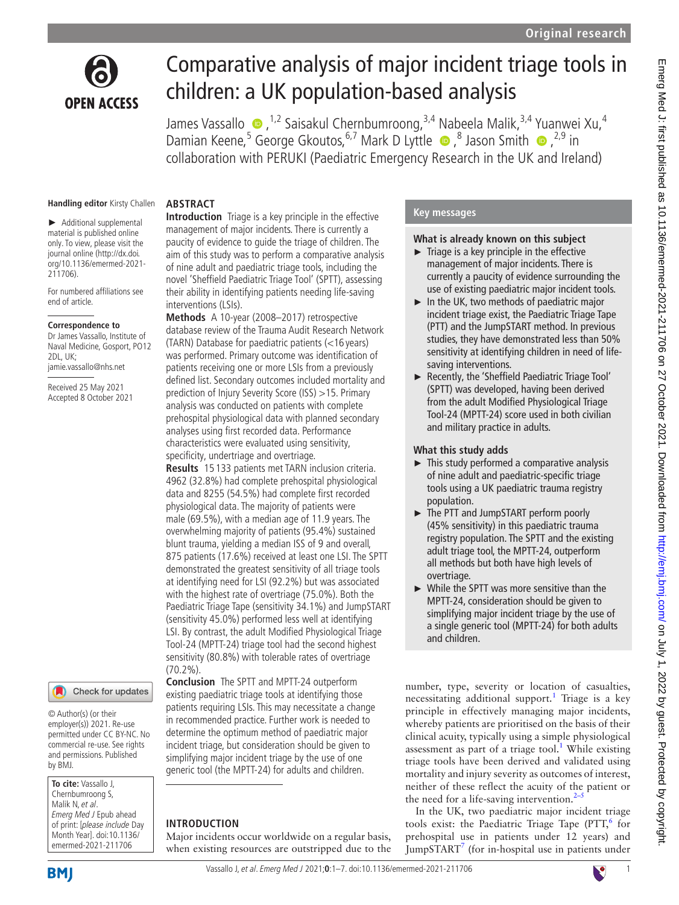Original research

# Comparative analysis of major incident triage tools in children: a UK population-based analysis

James Vassallo ,[1,2] Saisakul Chernbumroong,[3,4] Nabeela Malik,[3,4] Yuanwei Xu,[4] Damian Keene,[5] George Gkoutos,[6,7] Mark D Lyttle ,[8] Jason Smith ,[2,9] in collaboration with PERUKI (Paediatric Emergency Research in the UK and Ireland)

**Handling editor** Kirsty Challen

► Additional supplemental material is published online only. To view, please visit the journal online (http://dx.doi.org/10.1136/emermed-2021-211706).

For numbered affiliations see end of article.

**Correspondence to**
Dr James Vassallo, Institute of Naval Medicine, Gosport, PO12 2DL, UK; jamie.vassallo@nhs.net

Received 25 May 2021
Accepted 8 October 2021

© Author(s) (or their employer(s)) 2021. Re-use permitted under CC BY-NC. No commercial re-use. See rights and permissions. Published by BMJ.

**To cite:** Vassallo J, Chernbumroong S, Malik N, *et al*. *Emerg Med J* Epub ahead of print: [*please include* Day Month Year]. doi:10.1136/emermed-2021-211706

## ABSTRACT

**Introduction** Triage is a key principle in the effective management of major incidents. There is currently a paucity of evidence to guide the triage of children. The aim of this study was to perform a comparative analysis of nine adult and paediatric triage tools, including the novel 'Sheffield Paediatric Triage Tool' (SPTT), assessing their ability in identifying patients needing life-saving interventions (LSIs).

**Methods** A 10-year (2008–2017) retrospective database review of the Trauma Audit Research Network (TARN) Database for paediatric patients (<16 years) was performed. Primary outcome was identification of patients receiving one or more LSIs from a previously defined list. Secondary outcomes included mortality and prediction of Injury Severity Score (ISS) >15. Primary analysis was conducted on patients with complete prehospital physiological data with planned secondary analyses using first recorded data. Performance characteristics were evaluated using sensitivity, specificity, undertriage and overtriage.

**Results** 15 133 patients met TARN inclusion criteria. 4962 (32.8%) had complete prehospital physiological data and 8255 (54.5%) had complete first recorded physiological data. The majority of patients were male (69.5%), with a median age of 11.9 years. The overwhelming majority of patients (95.4%) sustained blunt trauma, yielding a median ISS of 9 and overall, 875 patients (17.6%) received at least one LSI. The SPTT demonstrated the greatest sensitivity of all triage tools at identifying need for LSI (92.2%) but was associated with the highest rate of overtriage (75.0%). Both the Paediatric Triage Tape (sensitivity 34.1%) and JumpSTART (sensitivity 45.0%) performed less well at identifying LSI. By contrast, the adult Modified Physiological Triage Tool-24 (MPTT-24) triage tool had the second highest sensitivity (80.8%) with tolerable rates of overtriage (70.2%).

**Conclusion** The SPTT and MPTT-24 outperform existing paediatric triage tools at identifying those patients requiring LSIs. This may necessitate a change in recommended practice. Further work is needed to determine the optimum method of paediatric major incident triage, but consideration should be given to simplifying major incident triage by the use of one generic tool (the MPTT-24) for adults and children.

## Key messages

### What is already known on this subject

- Triage is a key principle in the effective management of major incidents. There is currently a paucity of evidence surrounding the use of existing paediatric major incident tools.
- In the UK, two methods of paediatric major incident triage exist, the Paediatric Triage Tape (PTT) and the JumpSTART method. In previous studies, they have demonstrated less than 50% sensitivity at identifying children in need of life-saving interventions.
- Recently, the 'Sheffield Paediatric Triage Tool' (SPTT) was developed, having been derived from the adult Modified Physiological Triage Tool-24 (MPTT-24) score used in both civilian and military practice in adults.

### What this study adds

- This study performed a comparative analysis of nine adult and paediatric-specific triage tools using a UK paediatric trauma registry population.
- The PTT and JumpSTART perform poorly (45% sensitivity) in this paediatric trauma registry population. The SPTT and the existing adult triage tool, the MPTT-24, outperform all methods but both have high levels of overtriage.
- While the SPTT was more sensitive than the MPTT-24, consideration should be given to simplifying major incident triage by the use of a single generic tool (MPTT-24) for both adults and children.

## INTRODUCTION

Major incidents occur worldwide on a regular basis, when existing resources are outstripped due to the number, type, severity or location of casualties, necessitating additional support.[1] Triage is a key principle in effectively managing major incidents, whereby patients are prioritised on the basis of their clinical acuity, typically using a simple physiological assessment as part of a triage tool.[1] While existing triage tools have been derived and validated using mortality and injury severity as outcomes of interest, neither of these reflect the acuity of the patient or the need for a life-saving intervention.[2–5]

In the UK, two paediatric major incident triage tools exist: the Paediatric Triage Tape (PTT,[6] for prehospital use in patients under 12 years) and JumpSTART[7] (for in-hospital use in patients under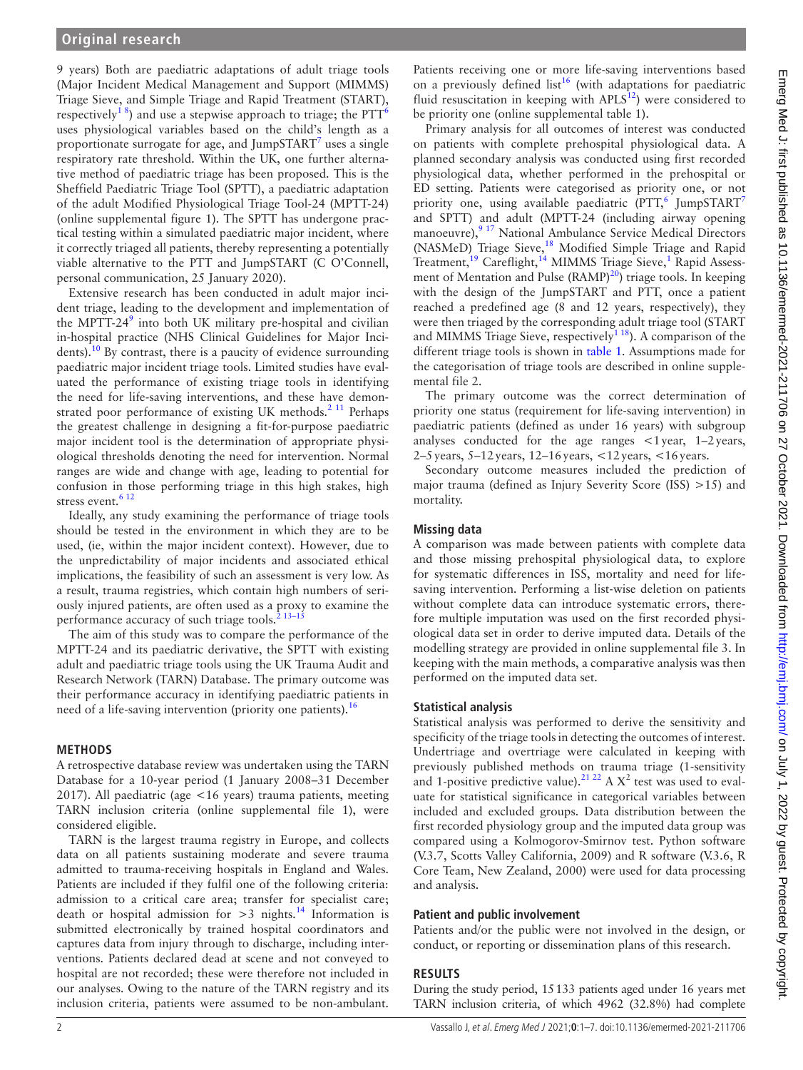9 years) Both are paediatric adaptations of adult triage tools (Major Incident Medical Management and Support (MIMMS) Triage Sieve, and Simple Triage and Rapid Treatment (START), respectively[1 8]) and use a stepwise approach to triage; the PTT[6] uses physiological variables based on the child's length as a proportionate surrogate for age, and JumpSTART[7] uses a single respiratory rate threshold. Within the UK, one further alternative method of paediatric triage has been proposed. This is the Sheffield Paediatric Triage Tool (SPTT), a paediatric adaptation of the adult Modified Physiological Triage Tool-24 (MPTT-24) (online supplemental figure 1). The SPTT has undergone practical testing within a simulated paediatric major incident, where it correctly triaged all patients, thereby representing a potentially viable alternative to the PTT and JumpSTART (C O'Connell, personal communication, 25 January 2020).

Extensive research has been conducted in adult major incident triage, leading to the development and implementation of the MPTT-24[9] into both UK military pre-hospital and civilian in-hospital practice (NHS Clinical Guidelines for Major Incidents).[10] By contrast, there is a paucity of evidence surrounding paediatric major incident triage tools. Limited studies have evaluated the performance of existing triage tools in identifying the need for life-saving interventions, and these have demonstrated poor performance of existing UK methods.[2 11] Perhaps the greatest challenge in designing a fit-for-purpose paediatric major incident tool is the determination of appropriate physiological thresholds denoting the need for intervention. Normal ranges are wide and change with age, leading to potential for confusion in those performing triage in this high stakes, high stress event.[6 12]

Ideally, any study examining the performance of triage tools should be tested in the environment in which they are to be used, (ie, within the major incident context). However, due to the unpredictability of major incidents and associated ethical implications, the feasibility of such an assessment is very low. As a result, trauma registries, which contain high numbers of seriously injured patients, are often used as a proxy to examine the performance accuracy of such triage tools.[2 13–15]

The aim of this study was to compare the performance of the MPTT-24 and its paediatric derivative, the SPTT with existing adult and paediatric triage tools using the UK Trauma Audit and Research Network (TARN) Database. The primary outcome was their performance accuracy in identifying paediatric patients in need of a life-saving intervention (priority one patients).[16]

## METHODS

A retrospective database review was undertaken using the TARN Database for a 10-year period (1 January 2008–31 December 2017). All paediatric (age <16 years) trauma patients, meeting TARN inclusion criteria (online supplemental file 1), were considered eligible.

TARN is the largest trauma registry in Europe, and collects data on all patients sustaining moderate and severe trauma admitted to trauma-receiving hospitals in England and Wales. Patients are included if they fulfil one of the following criteria: admission to a critical care area; transfer for specialist care; death or hospital admission for >3 nights.[14] Information is submitted electronically by trained hospital coordinators and captures data from injury through to discharge, including interventions. Patients declared dead at scene and not conveyed to hospital are not recorded; these were therefore not included in our analyses. Owing to the nature of the TARN registry and its inclusion criteria, patients were assumed to be non-ambulant. Patients receiving one or more life-saving interventions based on a previously defined list[16] (with adaptations for paediatric fluid resuscitation in keeping with APLS[12]) were considered to be priority one (online supplemental table 1).

Primary analysis for all outcomes of interest was conducted on patients with complete prehospital physiological data. A planned secondary analysis was conducted using first recorded physiological data, whether performed in the prehospital or ED setting. Patients were categorised as priority one, or not priority one, using available paediatric (PTT,[6] JumpSTART[7] and SPTT) and adult (MPTT-24 (including airway opening manoeuvre),[9 17] National Ambulance Service Medical Directors (NASMeD) Triage Sieve,[18] Modified Simple Triage and Rapid Treatment,[19] Careflight,[14] MIMMS Triage Sieve,[1] Rapid Assessment of Mentation and Pulse (RAMP)[20]) triage tools. In keeping with the design of the JumpSTART and PTT, once a patient reached a predefined age (8 and 12 years, respectively), they were then triaged by the corresponding adult triage tool (START and MIMMS Triage Sieve, respectively[1 18]). A comparison of the different triage tools is shown in table 1. Assumptions made for the categorisation of triage tools are described in online supplemental file 2.

The primary outcome was the correct determination of priority one status (requirement for life-saving intervention) in paediatric patients (defined as under 16 years) with subgroup analyses conducted for the age ranges <1 year, 1–2 years, 2–5 years, 5–12 years, 12–16 years, <12 years, <16 years.

Secondary outcome measures included the prediction of major trauma (defined as Injury Severity Score (ISS) >15) and mortality.

### Missing data

A comparison was made between patients with complete data and those missing prehospital physiological data, to explore for systematic differences in ISS, mortality and need for life-saving intervention. Performing a list-wise deletion on patients without complete data can introduce systematic errors, therefore multiple imputation was used on the first recorded physiological data set in order to derive imputed data. Details of the modelling strategy are provided in online supplemental file 3. In keeping with the main methods, a comparative analysis was then performed on the imputed data set.

### Statistical analysis

Statistical analysis was performed to derive the sensitivity and specificity of the triage tools in detecting the outcomes of interest. Undertriage and overtriage were calculated in keeping with previously published methods on trauma triage (1-sensitivity and 1-positive predictive value).[21 22] A $X^2$ test was used to evaluate for statistical significance in categorical variables between included and excluded groups. Data distribution between the first recorded physiology group and the imputed data group was compared using a Kolmogorov-Smirnov test. Python software (V.3.7, Scotts Valley California, 2009) and R software (V.3.6, R Core Team, New Zealand, 2000) were used for data processing and analysis.

### Patient and public involvement

Patients and/or the public were not involved in the design, or conduct, or reporting or dissemination plans of this research.

## RESULTS

During the study period, 15 133 patients aged under 16 years met TARN inclusion criteria, of which 4962 (32.8%) had complete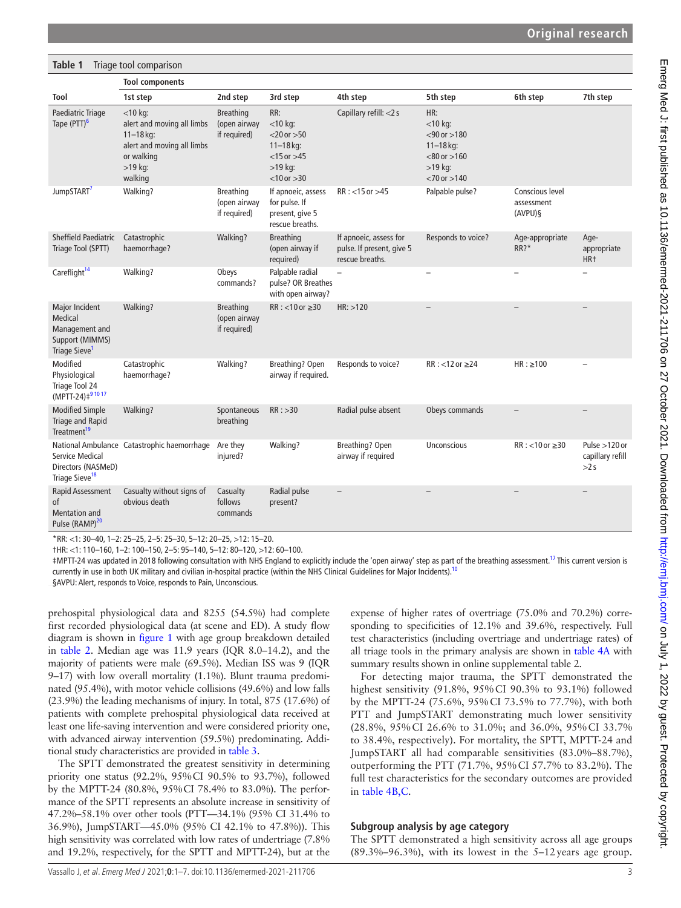**Table 1** Triage tool comparison

| Tool | Tool components 1st step | 2nd step | 3rd step | 4th step | 5th step | 6th step | 7th step |
|---|---|---|---|---|---|---|---|
| Paediatric Triage Tape (PTT)[6] | <10 kg: alert and moving all limbs 11–18 kg: alert and moving all limbs or walking >19 kg: walking | Breathing (open airway if required) | RR: <10 kg: <20 or >50 11–18 kg: <15 or >45 >19 kg: <10 or >30 | Capillary refill: <2 s | HR: <10 kg: <90 or >180 11–18 kg: <80 or >160 >19 kg: <70 or >140 | | |
| JumpSTART[7] | Walking? | Breathing (open airway if required) | If apnoeic, assess for pulse. If present, give 5 rescue breaths. | RR : <15 or >45 | Palpable pulse? | Conscious level assessment (AVPU)§ | |
| Sheffield Paediatric Triage Tool (SPTT) | Catastrophic haemorrhage? | Walking? | Breathing (open airway if required) | If apnoeic, assess for pulse. If present, give 5 rescue breaths. | Responds to voice? | Age-appropriate RR?* | Age-appropriate HR† |
| Careflight[14] | Walking? | Obeys commands? | Palpable radial pulse? OR Breathes with open airway? | – | – | – | – |
| Major Incident Medical Management and Support (MIMMS) Triage Sieve[1] | Walking? | Breathing (open airway if required) | RR : <10 or ≥30 | HR: >120 | – | – | – |
| Modified Physiological Triage Tool 24 (MPTT-24)‡[9 10 17] | Catastrophic haemorrhage? | Walking? | Breathing? Open airway if required. | Responds to voice? | RR : <12 or ≥24 | HR : ≥100 | – |
| Modified Simple Triage and Rapid Treatment[19] | Walking? | Spontaneous breathing | RR : >30 | Radial pulse absent | Obeys commands | – | – |
| National Ambulance Service Medical Directors (NASMeD) Triage Sieve[18] | Catastrophic haemorrhage | Are they injured? | Walking? | Breathing? Open airway if required | Unconscious | RR : <10 or ≥30 | Pulse >120 or capillary refill >2 s |
| Rapid Assessment of Mentation and Pulse (RAMP)[20] | Casualty without signs of obvious death | Casualty follows commands | Radial pulse present? | – | – | – | – |

*RR: <1: 30–40, 1–2: 25–25, 2–5: 25–30, 5–12: 20–25, >12: 15–20.
†HR: <1: 110–160, 1–2: 100–150, 2–5: 95–140, 5–12: 80–120, >12: 60–100.
‡MPTT-24 was updated in 2018 following consultation with NHS England to explicitly include the 'open airway' step as part of the breathing assessment.[17] This current version is currently in use in both UK military and civilian in-hospital practice (within the NHS Clinical Guidelines for Major Incidents).[10]
§AVPU: Alert, responds to Voice, responds to Pain, Unconscious.

prehospital physiological data and 8255 (54.5%) had complete first recorded physiological data (at scene and ED). A study flow diagram is shown in figure 1 with age group breakdown detailed in table 2. Median age was 11.9 years (IQR 8.0–14.2), and the majority of patients were male (69.5%). Median ISS was 9 (IQR 9–17) with low overall mortality (1.1%). Blunt trauma predominated (95.4%), with motor vehicle collisions (49.6%) and low falls (23.9%) the leading mechanisms of injury. In total, 875 (17.6%) of patients with complete prehospital physiological data received at least one life-saving intervention and were considered priority one, with advanced airway intervention (59.5%) predominating. Additional study characteristics are provided in table 3.

The SPTT demonstrated the greatest sensitivity in determining priority one status (92.2%, 95% CI 90.5% to 93.7%), followed by the MPTT-24 (80.8%, 95% CI 78.4% to 83.0%). The performance of the SPTT represents an absolute increase in sensitivity of 47.2%–58.1% over other tools (PTT—34.1% (95% CI 31.4% to 36.9%), JumpSTART—45.0% (95% CI 42.1% to 47.8%)). This high sensitivity was correlated with low rates of undertriage (7.8% and 19.2%, respectively, for the SPTT and MPTT-24), but at the expense of higher rates of overtriage (75.0% and 70.2%) corresponding to specificities of 12.1% and 39.6%, respectively. Full test characteristics (including overtriage and undertriage rates) of all triage tools in the primary analysis are shown in table 4A with summary results shown in online supplemental table 2.

For detecting major trauma, the SPTT demonstrated the highest sensitivity (91.8%, 95% CI 90.3% to 93.1%) followed by the MPTT-24 (75.6%, 95% CI 73.5% to 77.7%), with both PTT and JumpSTART demonstrating much lower sensitivity (28.8%, 95% CI 26.6% to 31.0%; and 36.0%, 95% CI 33.7% to 38.4%, respectively). For mortality, the SPTT, MPTT-24 and JumpSTART all had comparable sensitivities (83.0%–88.7%), outperforming the PTT (71.7%, 95% CI 57.7% to 83.2%). The full test characteristics for the secondary outcomes are provided in table 4B,C.

### Subgroup analysis by age category

The SPTT demonstrated a high sensitivity across all age groups (89.3%–96.3%), with its lowest in the 5–12 years age group.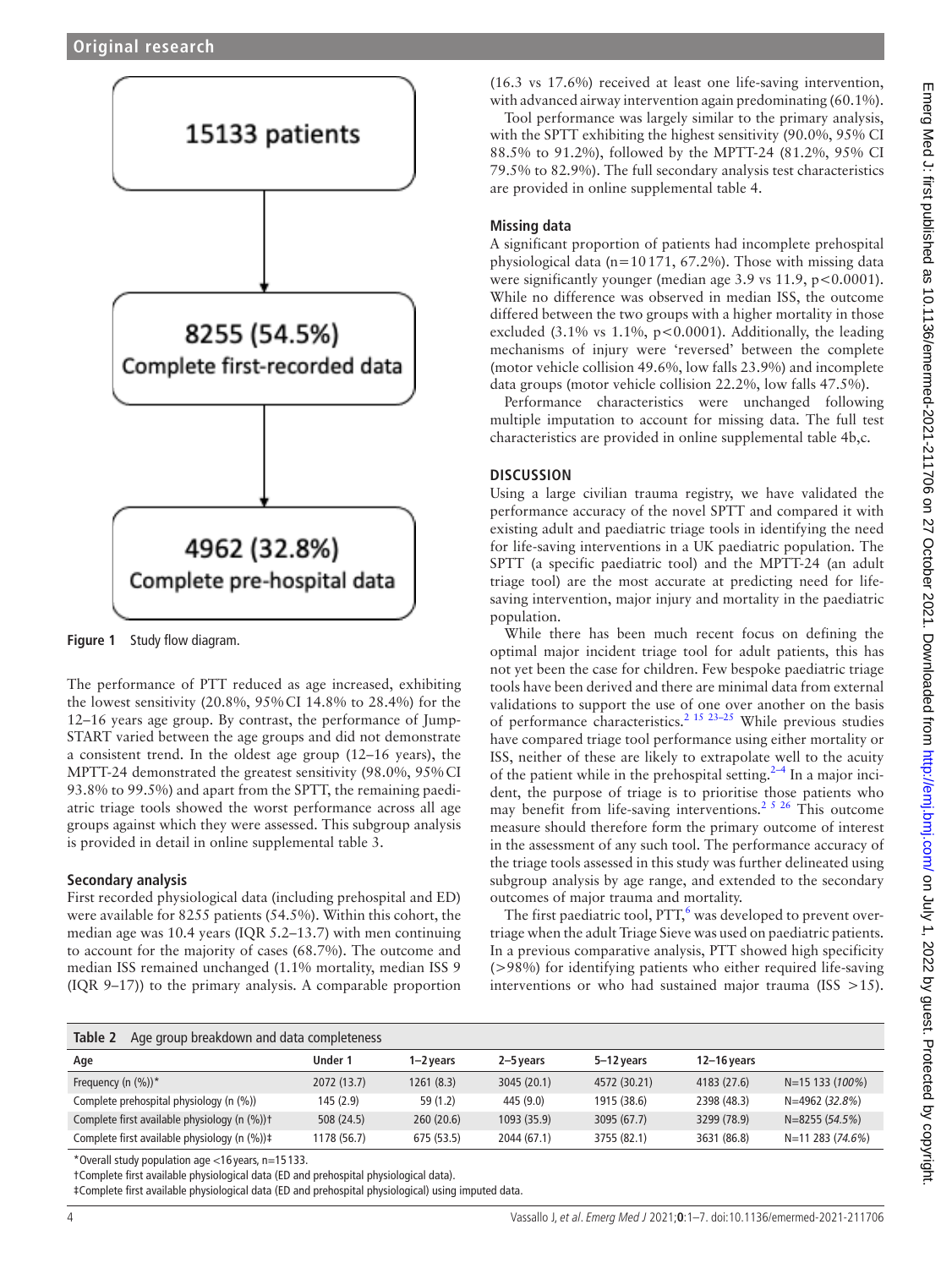15133 patients

8255 (54.5%)
Complete first-recorded data

4962 (32.8%)
Complete pre-hospital data

**Figure 1** Study flow diagram.

The performance of PTT reduced as age increased, exhibiting the lowest sensitivity (20.8%, 95% CI 14.8% to 28.4%) for the 12–16 years age group. By contrast, the performance of Jump-START varied between the age groups and did not demonstrate a consistent trend. In the oldest age group (12–16 years), the MPTT-24 demonstrated the greatest sensitivity (98.0%, 95% CI 93.8% to 99.5%) and apart from the SPTT, the remaining paediatric triage tools showed the worst performance across all age groups against which they were assessed. This subgroup analysis is provided in detail in online supplemental table 3.

### Secondary analysis

First recorded physiological data (including prehospital and ED) were available for 8255 patients (54.5%). Within this cohort, the median age was 10.4 years (IQR 5.2–13.7) with men continuing to account for the majority of cases (68.7%). The outcome and median ISS remained unchanged (1.1% mortality, median ISS 9 (IQR 9–17)) to the primary analysis. A comparable proportion (16.3 vs 17.6%) received at least one life-saving intervention, with advanced airway intervention again predominating (60.1%).

Tool performance was largely similar to the primary analysis, with the SPTT exhibiting the highest sensitivity (90.0%, 95% CI 88.5% to 91.2%), followed by the MPTT-24 (81.2%, 95% CI 79.5% to 82.9%). The full secondary analysis test characteristics are provided in online supplemental table 4.

### Missing data

A significant proportion of patients had incomplete prehospital physiological data (n=10 171, 67.2%). Those with missing data were significantly younger (median age 3.9 vs 11.9, p<0.0001). While no difference was observed in median ISS, the outcome differed between the two groups with a higher mortality in those excluded (3.1% vs 1.1%, p<0.0001). Additionally, the leading mechanisms of injury were 'reversed' between the complete (motor vehicle collision 49.6%, low falls 23.9%) and incomplete data groups (motor vehicle collision 22.2%, low falls 47.5%).

Performance characteristics were unchanged following multiple imputation to account for missing data. The full test characteristics are provided in online supplemental table 4b,c.

## DISCUSSION

Using a large civilian trauma registry, we have validated the performance accuracy of the novel SPTT and compared it with existing adult and paediatric triage tools in identifying the need for life-saving interventions in a UK paediatric population. The SPTT (a specific paediatric tool) and the MPTT-24 (an adult triage tool) are the most accurate at predicting need for life-saving intervention, major injury and mortality in the paediatric population.

While there has been much recent focus on defining the optimal major incident triage tool for adult patients, this has not yet been the case for children. Few bespoke paediatric triage tools have been derived and there are minimal data from external validations to support the use of one over another on the basis of performance characteristics.[2 15 23–25] While previous studies have compared triage tool performance using either mortality or ISS, neither of these are likely to extrapolate well to the acuity of the patient while in the prehospital setting.[2–4] In a major incident, the purpose of triage is to prioritise those patients who may benefit from life-saving interventions.[2 5 26] This outcome measure should therefore form the primary outcome of interest in the assessment of any such tool. The performance accuracy of the triage tools assessed in this study was further delineated using subgroup analysis by age range, and extended to the secondary outcomes of major trauma and mortality.

The first paediatric tool, PTT,[6] was developed to prevent overtriage when the adult Triage Sieve was used on paediatric patients. In a previous comparative analysis, PTT showed high specificity (>98%) for identifying patients who either required life-saving interventions or who had sustained major trauma (ISS >15).

**Table 2** Age group breakdown and data completeness

| Age | Under 1 | 1–2 years | 2–5 years | 5–12 years | 12–16 years | |
|---|---|---|---|---|---|---|
| Frequency (n (%))* | 2072 (13.7) | 1261 (8.3) | 3045 (20.1) | 4572 (30.21) | 4183 (27.6) | N=15 133 (*100%*) |
| Complete prehospital physiology (n (%)) | 145 (2.9) | 59 (1.2) | 445 (9.0) | 1915 (38.6) | 2398 (48.3) | N=4962 (*32.8%*) |
| Complete first available physiology (n (%))† | 508 (24.5) | 260 (20.6) | 1093 (35.9) | 3095 (67.7) | 3299 (78.9) | N=8255 (*54.5%*) |
| Complete first available physiology (n (%))‡ | 1178 (56.7) | 675 (53.5) | 2044 (67.1) | 3755 (82.1) | 3631 (86.8) | N=11 283 (*74.6%*) |

*Overall study population age <16 years, n=15 133.

†Complete first available physiological data (ED and prehospital physiological data).

‡Complete first available physiological data (ED and prehospital physiological) using imputed data.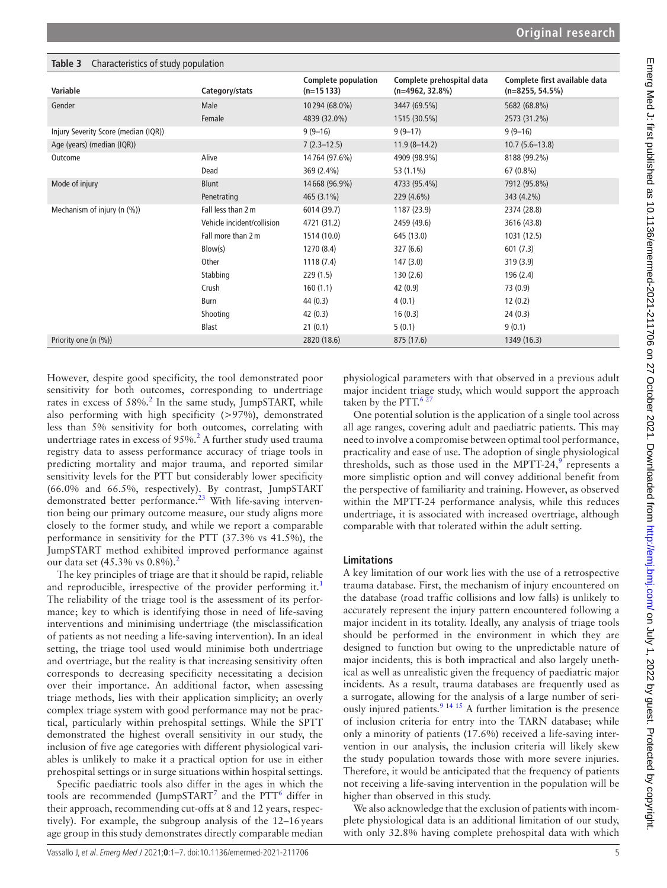**Table 3** Characteristics of study population

| Variable | Category/stats | Complete population (n=15 133) | Complete prehospital data (n=4962, 32.8%) | Complete first available data (n=8255, 54.5%) |
|---|---|---|---|---|
| Gender | Male | 10 294 (68.0%) | 3447 (69.5%) | 5682 (68.8%) |
| | Female | 4839 (32.0%) | 1515 (30.5%) | 2573 (31.2%) |
| Injury Severity Score (median (IQR)) | | 9 (9–16) | 9 (9–17) | 9 (9–16) |
| Age (years) (median (IQR)) | | 7 (2.3–12.5) | 11.9 (8–14.2) | 10.7 (5.6–13.8) |
| Outcome | Alive | 14 764 (97.6%) | 4909 (98.9%) | 8188 (99.2%) |
| | Dead | 369 (2.4%) | 53 (1.1%) | 67 (0.8%) |
| Mode of injury | Blunt | 14 668 (96.9%) | 4733 (95.4%) | 7912 (95.8%) |
| | Penetrating | 465 (3.1%) | 229 (4.6%) | 343 (4.2%) |
| Mechanism of injury (n (%)) | Fall less than 2 m | 6014 (39.7) | 1187 (23.9) | 2374 (28.8) |
| | Vehicle incident/collision | 4721 (31.2) | 2459 (49.6) | 3616 (43.8) |
| | Fall more than 2 m | 1514 (10.0) | 645 (13.0) | 1031 (12.5) |
| | Blow(s) | 1270 (8.4) | 327 (6.6) | 601 (7.3) |
| | Other | 1118 (7.4) | 147 (3.0) | 319 (3.9) |
| | Stabbing | 229 (1.5) | 130 (2.6) | 196 (2.4) |
| | Crush | 160 (1.1) | 42 (0.9) | 73 (0.9) |
| | Burn | 44 (0.3) | 4 (0.1) | 12 (0.2) |
| | Shooting | 42 (0.3) | 16 (0.3) | 24 (0.3) |
| | Blast | 21 (0.1) | 5 (0.1) | 9 (0.1) |
| Priority one (n (%)) | | 2820 (18.6) | 875 (17.6) | 1349 (16.3) |

However, despite good specificity, the tool demonstrated poor sensitivity for both outcomes, corresponding to undertriage rates in excess of 58%.[2] In the same study, JumpSTART, while also performing with high specificity (>97%), demonstrated less than 5% sensitivity for both outcomes, correlating with undertriage rates in excess of 95%.[2] A further study used trauma registry data to assess performance accuracy of triage tools in predicting mortality and major trauma, and reported similar sensitivity levels for the PTT but considerably lower specificity (66.0% and 66.5%, respectively). By contrast, JumpSTART demonstrated better performance.[23] With life-saving intervention being our primary outcome measure, our study aligns more closely to the former study, and while we report a comparable performance in sensitivity for the PTT (37.3% vs 41.5%), the JumpSTART method exhibited improved performance against our data set (45.3% vs 0.8%).[2]

The key principles of triage are that it should be rapid, reliable and reproducible, irrespective of the provider performing it.[1] The reliability of the triage tool is the assessment of its performance; key to which is identifying those in need of life-saving interventions and minimising undertriage (the misclassification of patients as not needing a life-saving intervention). In an ideal setting, the triage tool used would minimise both undertriage and overtriage, but the reality is that increasing sensitivity often corresponds to decreasing specificity necessitating a decision over their importance. An additional factor, when assessing triage methods, lies with their application simplicity; an overly complex triage system with good performance may not be practical, particularly within prehospital settings. While the SPTT demonstrated the highest overall sensitivity in our study, the inclusion of five age categories with different physiological variables is unlikely to make it a practical option for use in either prehospital settings or in surge situations within hospital settings.

Specific paediatric tools also differ in the ages in which the tools are recommended (JumpSTART[7] and the PTT[6] differ in their approach, recommending cut-offs at 8 and 12 years, respectively). For example, the subgroup analysis of the 12–16 years age group in this study demonstrates directly comparable median physiological parameters with that observed in a previous adult major incident triage study, which would support the approach taken by the PTT.[6,27]

One potential solution is the application of a single tool across all age ranges, covering adult and paediatric patients. This may need to involve a compromise between optimal tool performance, practicality and ease of use. The adoption of single physiological thresholds, such as those used in the MPTT-24,[9] represents a more simplistic option and will convey additional benefit from the perspective of familiarity and training. However, as observed within the MPTT-24 performance analysis, while this reduces undertriage, it is associated with increased overtriage, although comparable with that tolerated within the adult setting.

## Limitations

A key limitation of our work lies with the use of a retrospective trauma database. First, the mechanism of injury encountered on the database (road traffic collisions and low falls) is unlikely to accurately represent the injury pattern encountered following a major incident in its totality. Ideally, any analysis of triage tools should be performed in the environment in which they are designed to function but owing to the unpredictable nature of major incidents, this is both impractical and also largely unethical as well as unrealistic given the frequency of paediatric major incidents. As a result, trauma databases are frequently used as a surrogate, allowing for the analysis of a large number of seriously injured patients.[9,14,15] A further limitation is the presence of inclusion criteria for entry into the TARN database; while only a minority of patients (17.6%) received a life-saving intervention in our analysis, the inclusion criteria will likely skew the study population towards those with more severe injuries. Therefore, it would be anticipated that the frequency of patients not receiving a life-saving intervention in the population will be higher than observed in this study.

We also acknowledge that the exclusion of patients with incomplete physiological data is an additional limitation of our study, with only 32.8% having complete prehospital data with which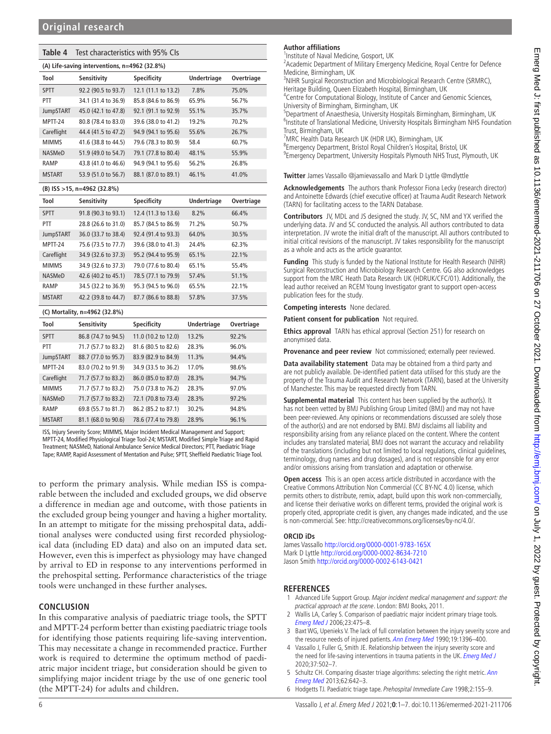**Table 4** Test characteristics with 95% CIs

**(A) Life-saving interventions, n=4962 (32.8%)**

| Tool | Sensitivity | Specificity | Undertriage | Overtriage |
|---|---|---|---|---|
| SPTT | 92.2 (90.5 to 93.7) | 12.1 (11.1 to 13.2) | 7.8% | 75.0% |
| PTT | 34.1 (31.4 to 36.9) | 85.8 (84.6 to 86.9) | 65.9% | 56.7% |
| JumpSTART | 45.0 (42.1 to 47.8) | 92.1 (91.1 to 92.9) | 55.1% | 35.7% |
| MPTT-24 | 80.8 (78.4 to 83.0) | 39.6 (38.0 to 41.2) | 19.2% | 70.2% |
| Careflight | 44.4 (41.5 to 47.2) | 94.9 (94.1 to 95.6) | 55.6% | 26.7% |
| MIMMS | 41.6 (38.8 to 44.5) | 79.6 (78.3 to 80.9) | 58.4 | 60.7% |
| NASMeD | 51.9 (49.0 to 54.7) | 79.1 (77.8 to 80.4) | 48.1% | 55.9% |
| RAMP | 43.8 (41.0 to 46.6) | 94.9 (94.1 to 95.6) | 56.2% | 26.8% |
| MSTART | 53.9 (51.0 to 56.7) | 88.1 (87.0 to 89.1) | 46.1% | 41.0% |

**(B) ISS >15, n=4962 (32.8%)**

| Tool | Sensitivity | Specificity | Undertriage | Overtriage |
|---|---|---|---|---|
| SPTT | 91.8 (90.3 to 93.1) | 12.4 (11.3 to 13.6) | 8.2% | 66.4% |
| PTT | 28.8 (26.6 to 31.0) | 85.7 (84.5 to 86.9) | 71.2% | 50.7% |
| JumpSTART | 36.0 (33.7 to 38.4) | 92.4 (91.4 to 93.3) | 64.0% | 30.5% |
| MPTT-24 | 75.6 (73.5 to 77.7) | 39.6 (38.0 to 41.3) | 24.4% | 62.3% |
| Careflight | 34.9 (32.6 to 37.3) | 95.2 (94.4 to 95.9) | 65.1% | 22.1% |
| MIMMS | 34.9 (32.6 to 37.3) | 79.0 (77.6 to 80.4) | 65.1% | 55.4% |
| NASMeD | 42.6 (40.2 to 45.1) | 78.5 (77.1 to 79.9) | 57.4% | 51.1% |
| RAMP | 34.5 (32.2 to 36.9) | 95.3 (94.5 to 96.0) | 65.5% | 22.1% |
| MSTART | 42.2 (39.8 to 44.7) | 87.7 (86.6 to 88.8) | 57.8% | 37.5% |

**(C) Mortality, n=4962 (32.8%)**

| Tool | Sensitivity | Specificity | Undertriage | Overtriage |
|---|---|---|---|---|
| SPTT | 86.8 (74.7 to 94.5) | 11.0 (10.2 to 12.0) | 13.2% | 92.2% |
| PTT | 71.7 (57.7 to 83.2) | 81.6 (80.5 to 82.6) | 28.3% | 96.0% |
| JumpSTART | 88.7 (77.0 to 95.7) | 83.9 (82.9 to 84.9) | 11.3% | 94.4% |
| MPTT-24 | 83.0 (70.2 to 91.9) | 34.9 (33.5 to 36.2) | 17.0% | 98.6% |
| Careflight | 71.7 (57.7 to 83.2) | 86.0 (85.0 to 87.0) | 28.3% | 94.7% |
| MIMMS | 71.7 (57.7 to 83.2) | 75.0 (73.8 to 76.2) | 28.3% | 97.0% |
| NASMeD | 71.7 (57.7 to 83.2) | 72.1 (70.8 to 73.4) | 28.3% | 97.2% |
| RAMP | 69.8 (55.7 to 81.7) | 86.2 (85.2 to 87.1) | 30.2% | 94.8% |
| MSTART | 81.1 (68.0 to 90.6) | 78.6 (77.4 to 79.8) | 28.9% | 96.1% |

ISS, Injury Severity Score; MIMMS, Major Incident Medical Management and Support; MPTT-24, Modified Physiological Triage Tool-24; MSTART, Modified Simple Triage and Rapid Treatment; NASMeD, National Ambulance Service Medical Directors; PTT, Paediatric Triage Tape; RAMP, Rapid Assessment of Mentation and Pulse; SPTT, Sheffield Paediatric Triage Tool.

to perform the primary analysis. While median ISS is comparable between the included and excluded groups, we did observe a difference in median age and outcome, with those patients in the excluded group being younger and having a higher mortality. In an attempt to mitigate for the missing prehospital data, additional analyses were conducted using first recorded physiological data (including ED data) and also on an imputed data set. However, even this is imperfect as physiology may have changed by arrival to ED in response to any interventions performed in the prehospital setting. Performance characteristics of the triage tools were unchanged in these further analyses.

## CONCLUSION

In this comparative analysis of paediatric triage tools, the SPTT and MPTT-24 perform better than existing paediatric triage tools for identifying those patients requiring life-saving intervention. This may necessitate a change in recommended practice. Further work is required to determine the optimum method of paediatric major incident triage, but consideration should be given to simplifying major incident triage by the use of one generic tool (the MPTT-24) for adults and children.

**Author affiliations**
[1]Institute of Naval Medicine, Gosport, UK
[2]Academic Department of Military Emergency Medicine, Royal Centre for Defence Medicine, Birmingham, UK
[3]NIHR Surgical Reconstruction and Microbiological Research Centre (SRMRC), Heritage Building, Queen Elizabeth Hospital, Birmingham, UK
[4]Centre for Computational Biology, Institute of Cancer and Genomic Sciences, University of Birmingham, Birmingham, UK
[5]Department of Anaesthesia, University Hospitals Birmingham, Birmingham, UK
[6]Institute of Translational Medicine, University Hospitals Birmingham NHS Foundation Trust, Birmingham, UK
[7]MRC Health Data Research UK (HDR UK), Birmingham, UK
[8]Emergency Department, Bristol Royal Children's Hospital, Bristol, UK
[9]Emergency Department, University Hospitals Plymouth NHS Trust, Plymouth, UK

**Twitter** James Vassallo @jamievassallo and Mark D Lyttle @mdlyttle

**Acknowledgements** The authors thank Professor Fiona Lecky (research director) and Antoinette Edwards (chief executive officer) at Trauma Audit Research Network (TARN) for facilitating access to the TARN Database.

**Contributors** JV, MDL and JS designed the study. JV, SC, NM and YX verified the underlying data. JV and SC conducted the analysis. All authors contributed to data interpretation. JV wrote the initial draft of the manuscript. All authors contributed to initial critical revisions of the manuscript. JV takes responsibility for the manuscript as a whole and acts as the article guarantor.

**Funding** This study is funded by the National Institute for Health Research (NIHR) Surgical Reconstruction and Microbiology Research Centre. GG also acknowledges support from the MRC Heath Data Research UK (HDRUK/CFC/01). Additionally, the lead author received an RCEM Young Investigator grant to support open-access publication fees for the study.

**Competing interests** None declared.

**Patient consent for publication** Not required.

**Ethics approval** TARN has ethical approval (Section 251) for research on anonymised data.

**Provenance and peer review** Not commissioned; externally peer reviewed.

**Data availability statement** Data may be obtained from a third party and are not publicly available. De-identified patient data utilised for this study are the property of the Trauma Audit and Research Network (TARN), based at the University of Manchester. This may be requested directly from TARN.

**Supplemental material** This content has been supplied by the author(s). It has not been vetted by BMJ Publishing Group Limited (BMJ) and may not have been peer-reviewed. Any opinions or recommendations discussed are solely those of the author(s) and are not endorsed by BMJ. BMJ disclaims all liability and responsibility arising from any reliance placed on the content. Where the content includes any translated material, BMJ does not warrant the accuracy and reliability of the translations (including but not limited to local regulations, clinical guidelines, terminology, drug names and drug dosages), and is not responsible for any error and/or omissions arising from translation and adaptation or otherwise.

**Open access** This is an open access article distributed in accordance with the Creative Commons Attribution Non Commercial (CC BY-NC 4.0) license, which permits others to distribute, remix, adapt, build upon this work non-commercially, and license their derivative works on different terms, provided the original work is properly cited, appropriate credit is given, any changes made indicated, and the use is non-commercial. See: http://creativecommons.org/licenses/by-nc/4.0/.

**ORCID iDs**
James Vassallo http://orcid.org/0000-0001-9783-165X
Mark D Lyttle http://orcid.org/0000-0002-8634-7210
Jason Smith http://orcid.org/0000-0002-6143-0421

## REFERENCES

1. Advanced Life Support Group. *Major incident medical management and support: the practical approach at the scene*. London: BMJ Books, 2011.
2. Wallis LA, Carley S. Comparison of paediatric major incident primary triage tools. *Emerg Med J* 2006;23:475–8.
3. Baxt WG, Upenieks V. The lack of full correlation between the injury severity score and the resource needs of injured patients. *Ann Emerg Med* 1990;19:1396–400.
4. Vassallo J, Fuller G, Smith JE. Relationship between the injury severity score and the need for life-saving interventions in trauma patients in the UK. *Emerg Med J* 2020;37:502–7.
5. Schultz CH. Comparing disaster triage algorithms: selecting the right metric. *Ann Emerg Med* 2013;62:642–3.
6. Hodgetts TJ. Paediatric triage tape. *Prehospital Immediate Care* 1998;2:155–9.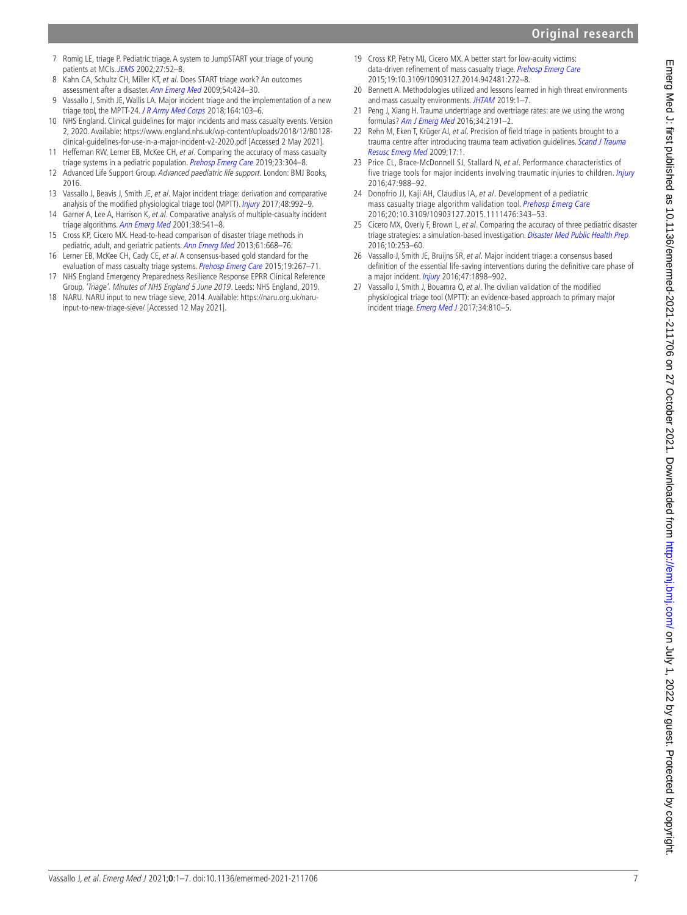7 Romig LE, triage P. Pediatric triage. A system to JumpSTART your triage of young patients at MCIs. *JEMS* 2002;27:52–8.

8 Kahn CA, Schultz CH, Miller KT, *et al*. Does START triage work? An outcomes assessment after a disaster. *Ann Emerg Med* 2009;54:424–30.

9 Vassallo J, Smith JE, Wallis LA. Major incident triage and the implementation of a new triage tool, the MPTT-24. *J R Army Med Corps* 2018;164:103–6.

10 NHS England. Clinical guidelines for major incidents and mass casualty events. Version 2, 2020. Available: https://www.england.nhs.uk/wp-content/uploads/2018/12/B0128-clinical-guidelines-for-use-in-a-major-incident-v2-2020.pdf [Accessed 2 May 2021].

11 Heffernan RW, Lerner EB, McKee CH, *et al*. Comparing the accuracy of mass casualty triage systems in a pediatric population. *Prehosp Emerg Care* 2019;23:304–8.

12 Advanced Life Support Group. *Advanced paediatric life support*. London: BMJ Books, 2016.

13 Vassallo J, Beavis J, Smith JE, *et al*. Major incident triage: derivation and comparative analysis of the modified physiological triage tool (MPTT). *Injury* 2017;48:992–9.

14 Garner A, Lee A, Harrison K, *et al*. Comparative analysis of multiple-casualty incident triage algorithms. *Ann Emerg Med* 2001;38:541–8.

15 Cross KP, Cicero MX. Head-to-head comparison of disaster triage methods in pediatric, adult, and geriatric patients. *Ann Emerg Med* 2013;61:668–76.

16 Lerner EB, McKee CH, Cady CE, *et al*. A consensus-based gold standard for the evaluation of mass casualty triage systems. *Prehosp Emerg Care* 2015;19:267–71.

17 NHS England Emergency Preparedness Resilience Response EPRR Clinical Reference Group. *'Triage'. Minutes of NHS England 5 June 2019*. Leeds: NHS England, 2019.

18 NARU. NARU input to new triage sieve, 2014. Available: https://naru.org.uk/naru-input-to-new-triage-sieve/ [Accessed 12 May 2021].

19 Cross KP, Petry MJ, Cicero MX. A better start for low-acuity victims: data-driven refinement of mass casualty triage. *Prehosp Emerg Care* 2015;19:10.3109/10903127.2014.942481:272–8.

20 Bennett A. Methodologies utilized and lessons learned in high threat environments and mass casualty environments. *JHTAM* 2019:1–7.

21 Peng J, Xiang H. Trauma undertriage and overtriage rates: are we using the wrong formulas? *Am J Emerg Med* 2016;34:2191–2.

22 Rehn M, Eken T, Krüger AJ, *et al*. Precision of field triage in patients brought to a trauma centre after introducing trauma team activation guidelines. *Scand J Trauma Resusc Emerg Med* 2009;17:1.

23 Price CL, Brace-McDonnell SJ, Stallard N, *et al*. Performance characteristics of five triage tools for major incidents involving traumatic injuries to children. *Injury* 2016;47:988–92.

24 Donofrio JJ, Kaji AH, Claudius IA, *et al*. Development of a pediatric mass casualty triage algorithm validation tool. *Prehosp Emerg Care* 2016;20:10.3109/10903127.2015.1111476:343–53.

25 Cicero MX, Overly F, Brown L, *et al*. Comparing the accuracy of three pediatric disaster triage strategies: a simulation-based investigation. *Disaster Med Public Health Prep* 2016;10:253–60.

26 Vassallo J, Smith JE, Bruijns SR, *et al*. Major incident triage: a consensus based definition of the essential life-saving interventions during the definitive care phase of a major incident. *Injury* 2016;47:1898–902.

27 Vassallo J, Smith J, Bouamra O, *et al*. The civilian validation of the modified physiological triage tool (MPTT): an evidence-based approach to primary major incident triage. *Emerg Med J* 2017;34:810–5.